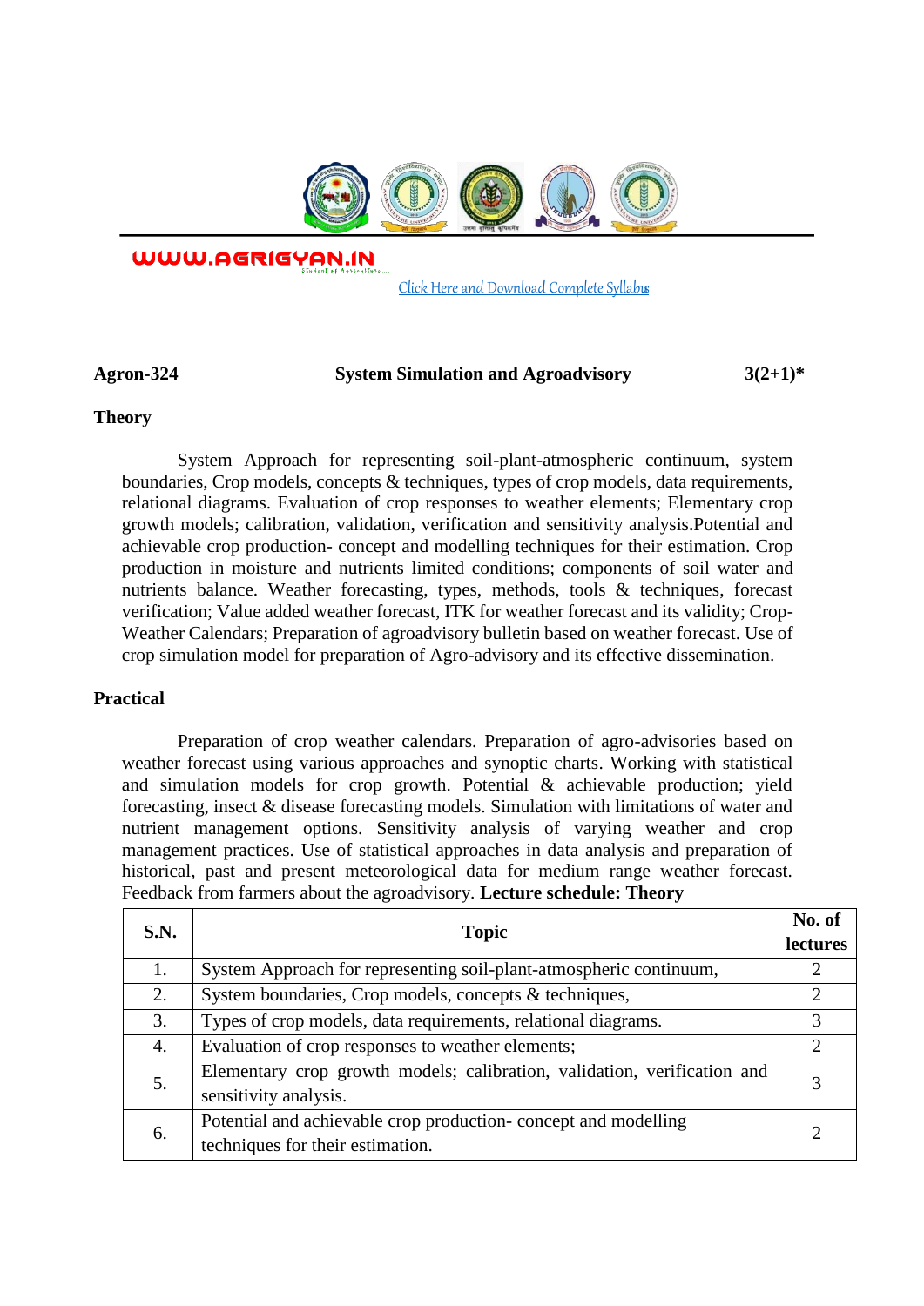WWW.AGRIGYAN.IN

Click Here and Download Complete Syllabus

**Agron-324 System Simulation and Agroadvisory 3(2+1)***

## Theory

System Approach for representing soil-plant-atmospheric continuum, system boundaries, Crop models, concepts & techniques, types of crop models, data requirements, relational diagrams. Evaluation of crop responses to weather elements; Elementary crop growth models; calibration, validation, verification and sensitivity analysis.Potential and achievable crop production- concept and modelling techniques for their estimation. Crop production in moisture and nutrients limited conditions; components of soil water and nutrients balance. Weather forecasting, types, methods, tools & techniques, forecast verification; Value added weather forecast, ITK for weather forecast and its validity; Crop-Weather Calendars; Preparation of agroadvisory bulletin based on weather forecast. Use of crop simulation model for preparation of Agro-advisory and its effective dissemination.

## Practical

Preparation of crop weather calendars. Preparation of agro-advisories based on weather forecast using various approaches and synoptic charts. Working with statistical and simulation models for crop growth. Potential & achievable production; yield forecasting, insect & disease forecasting models. Simulation with limitations of water and nutrient management options. Sensitivity analysis of varying weather and crop management practices. Use of statistical approaches in data analysis and preparation of historical, past and present meteorological data for medium range weather forecast. Feedback from farmers about the agroadvisory. **Lecture schedule: Theory**

| S.N. | Topic | No. of lectures |
|---|---|---|
| 1. | System Approach for representing soil-plant-atmospheric continuum, | 2 |
| 2. | System boundaries, Crop models, concepts & techniques, | 2 |
| 3. | Types of crop models, data requirements, relational diagrams. | 3 |
| 4. | Evaluation of crop responses to weather elements; | 2 |
| 5. | Elementary crop growth models; calibration, validation, verification and sensitivity analysis. | 3 |
| 6. | Potential and achievable crop production- concept and modelling techniques for their estimation. | 2 |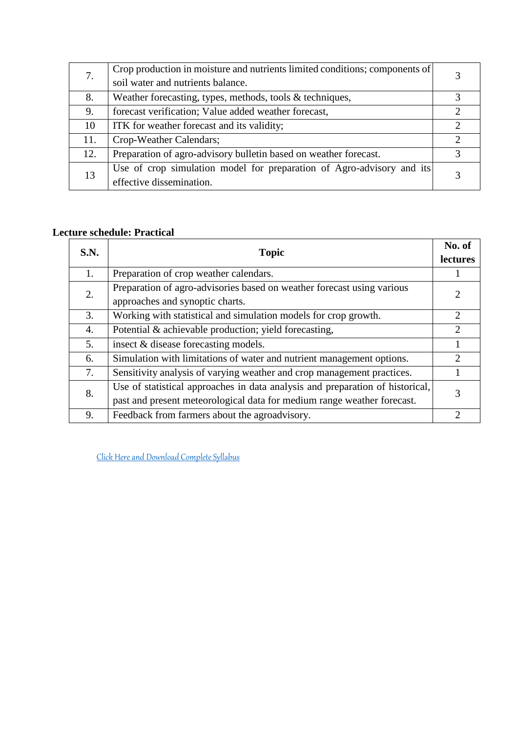| | | |
|---|---|---|
| 7. | Crop production in moisture and nutrients limited conditions; components of soil water and nutrients balance. | 3 |
| 8. | Weather forecasting, types, methods, tools & techniques, | 3 |
| 9. | forecast verification; Value added weather forecast, | 2 |
| 10 | ITK for weather forecast and its validity; | 2 |
| 11. | Crop-Weather Calendars; | 2 |
| 12. | Preparation of agro-advisory bulletin based on weather forecast. | 3 |
| 13 | Use of crop simulation model for preparation of Agro-advisory and its effective dissemination. | 3 |

**Lecture schedule: Practical**

| S.N. | Topic | No. of lectures |
|---|---|---|
| 1. | Preparation of crop weather calendars. | 1 |
| 2. | Preparation of agro-advisories based on weather forecast using various approaches and synoptic charts. | 2 |
| 3. | Working with statistical and simulation models for crop growth. | 2 |
| 4. | Potential & achievable production; yield forecasting, | 2 |
| 5. | insect & disease forecasting models. | 1 |
| 6. | Simulation with limitations of water and nutrient management options. | 2 |
| 7. | Sensitivity analysis of varying weather and crop management practices. | 1 |
| 8. | Use of statistical approaches in data analysis and preparation of historical, past and present meteorological data for medium range weather forecast. | 3 |
| 9. | Feedback from farmers about the agroadvisory. | 2 |

Click Here and Download Complete Syllabus